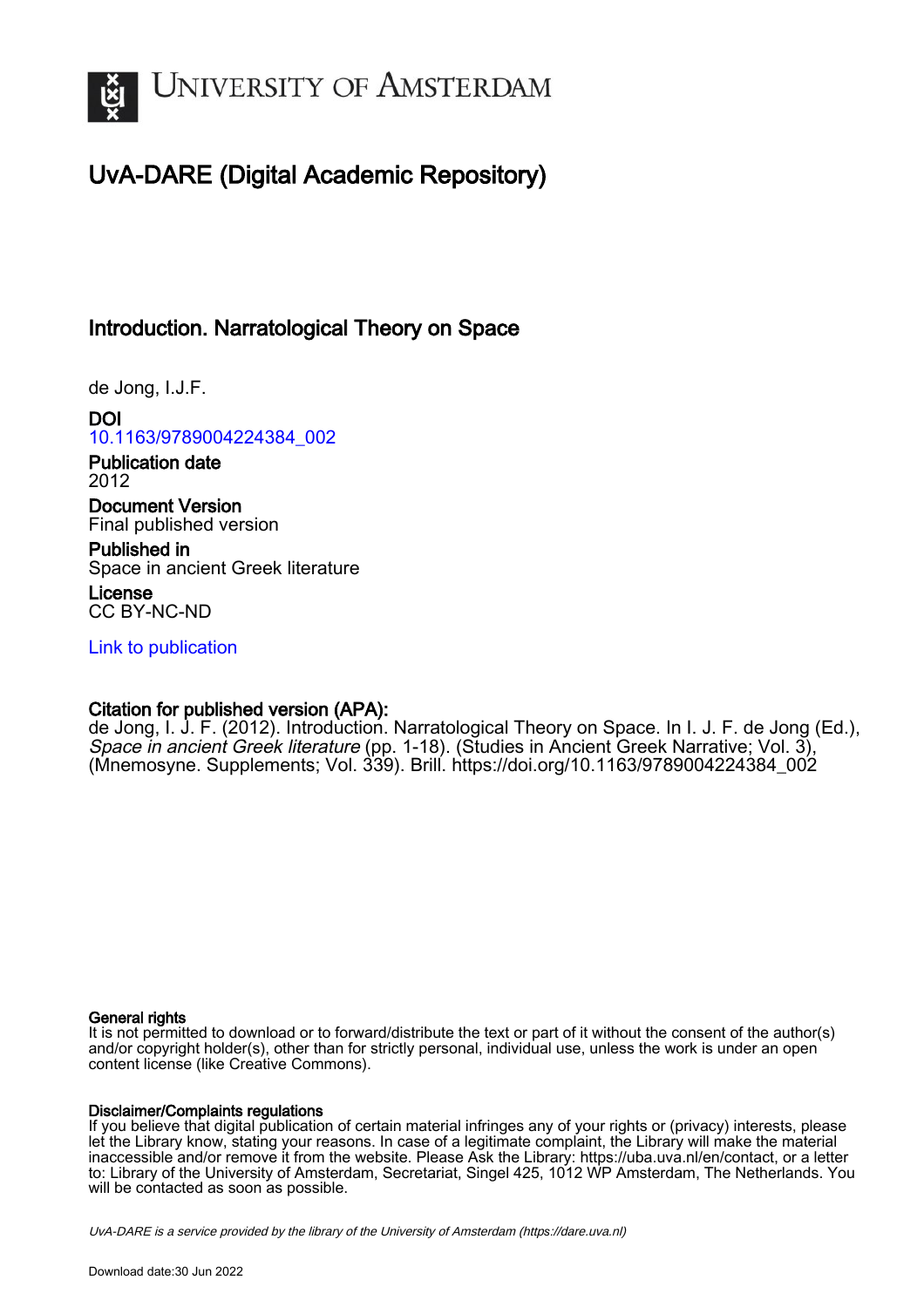# UvA-DARE (Digital Academic Repository)

## Introduction. Narratological Theory on Space

de Jong, I.J.F.

**DOI**
10.1163/9789004224384_002

**Publication date**
2012

**Document Version**
Final published version

**Published in**
Space in ancient Greek literature

**License**
CC BY-NC-ND

Link to publication

**Citation for published version (APA):**
de Jong, I. J. F. (2012). Introduction. Narratological Theory on Space. In I. J. F. de Jong (Ed.), *Space in ancient Greek literature* (pp. 1-18). (Studies in Ancient Greek Narrative; Vol. 3), (Mnemosyne. Supplements; Vol. 339). Brill. https://doi.org/10.1163/9789004224384_002

**General rights**
It is not permitted to download or to forward/distribute the text or part of it without the consent of the author(s) and/or copyright holder(s), other than for strictly personal, individual use, unless the work is under an open content license (like Creative Commons).

**Disclaimer/Complaints regulations**
If you believe that digital publication of certain material infringes any of your rights or (privacy) interests, please let the Library know, stating your reasons. In case of a legitimate complaint, the Library will make the material inaccessible and/or remove it from the website. Please Ask the Library: https://uba.uva.nl/en/contact, or a letter to: Library of the University of Amsterdam, Secretariat, Singel 425, 1012 WP Amsterdam, The Netherlands. You will be contacted as soon as possible.

UvA-DARE is a service provided by the library of the University of Amsterdam (https://dare.uva.nl)

Download date:30 Jun 2022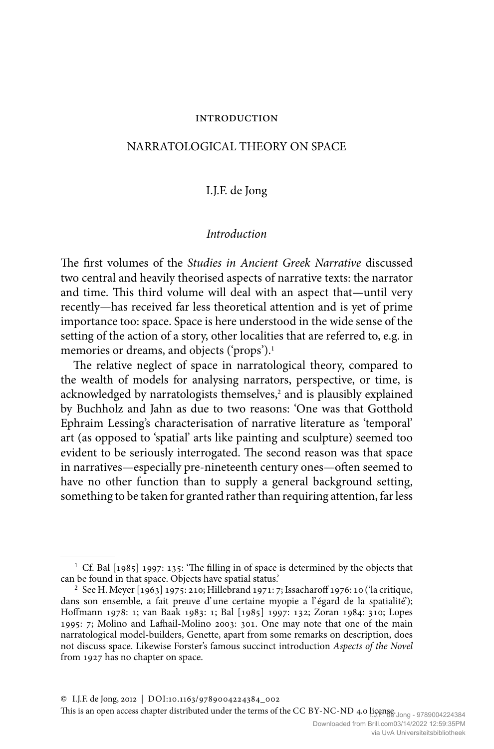INTRODUCTION

# NARRATOLOGICAL THEORY ON SPACE

I.J.F. de Jong

## *Introduction*

The first volumes of the *Studies in Ancient Greek Narrative* discussed two central and heavily theorised aspects of narrative texts: the narrator and time. This third volume will deal with an aspect that—until very recently—has received far less theoretical attention and is yet of prime importance too: space. Space is here understood in the wide sense of the setting of the action of a story, other localities that are referred to, e.g. in memories or dreams, and objects ('props').[1]

The relative neglect of space in narratological theory, compared to the wealth of models for analysing narrators, perspective, or time, is acknowledged by narratologists themselves,[2] and is plausibly explained by Buchholz and Jahn as due to two reasons: 'One was that Gotthold Ephraim Lessing's characterisation of narrative literature as 'temporal' art (as opposed to 'spatial' arts like painting and sculpture) seemed too evident to be seriously interrogated. The second reason was that space in narratives—especially pre-nineteenth century ones—often seemed to have no other function than to supply a general background setting, something to be taken for granted rather than requiring attention, far less

---

[1] Cf. Bal [1985] 1997: 135: 'The filling in of space is determined by the objects that can be found in that space. Objects have spatial status.'

[2] See H. Meyer [1963] 1975: 210; Hillebrand 1971: 7; Issacharoff 1976: 10 ('la critique, dans son ensemble, a fait preuve d'une certaine myopie a l'égard de la spatialité'); Hoffmann 1978: 1; van Baak 1983: 1; Bal [1985] 1997: 132; Zoran 1984: 310; Lopes 1995: 7; Molino and Lafhail-Molino 2003: 301. One may note that one of the main narratological model-builders, Genette, apart from some remarks on description, does not discuss space. Likewise Forster's famous succinct introduction *Aspects of the Novel* from 1927 has no chapter on space.

© I.J.F. de Jong, 2012 | DOI:10.1163/9789004224384_002

This is an open access chapter distributed under the terms of the CC BY-NC-ND 4.0 license.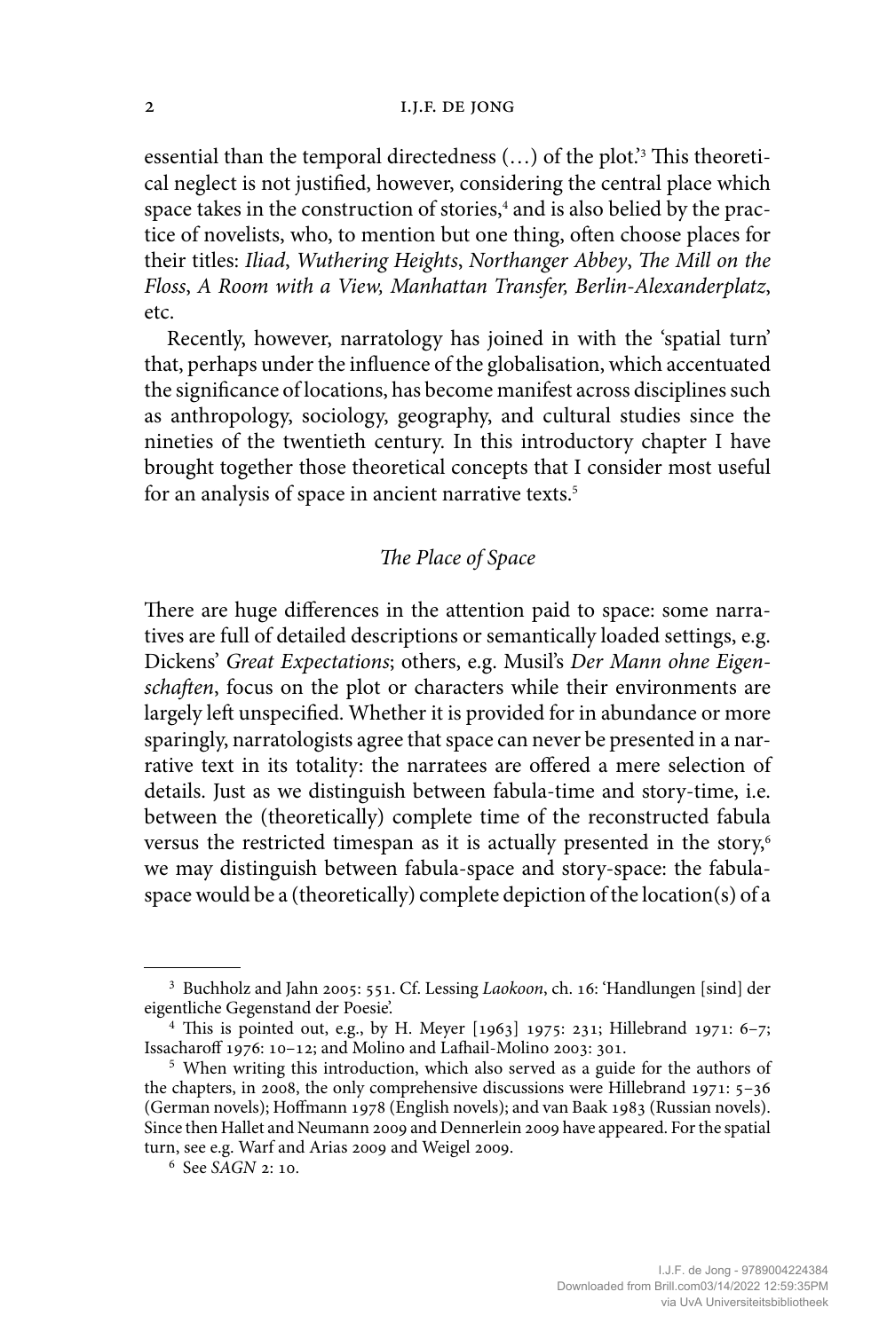essential than the temporal directedness (…) of the plot.'[3] This theoretical neglect is not justified, however, considering the central place which space takes in the construction of stories,[4] and is also belied by the practice of novelists, who, to mention but one thing, often choose places for their titles: *Iliad*, *Wuthering Heights*, *Northanger Abbey*, *The Mill on the Floss*, *A Room with a View, Manhattan Transfer, Berlin-Alexanderplatz*, etc.

Recently, however, narratology has joined in with the 'spatial turn' that, perhaps under the influence of the globalisation, which accentuated the significance of locations, has become manifest across disciplines such as anthropology, sociology, geography, and cultural studies since the nineties of the twentieth century. In this introductory chapter I have brought together those theoretical concepts that I consider most useful for an analysis of space in ancient narrative texts.[5]

## *The Place of Space*

There are huge differences in the attention paid to space: some narratives are full of detailed descriptions or semantically loaded settings, e.g. Dickens' *Great Expectations*; others, e.g. Musil's *Der Mann ohne Eigenschaften*, focus on the plot or characters while their environments are largely left unspecified. Whether it is provided for in abundance or more sparingly, narratologists agree that space can never be presented in a narrative text in its totality: the narratees are offered a mere selection of details. Just as we distinguish between fabula-time and story-time, i.e. between the (theoretically) complete time of the reconstructed fabula versus the restricted timespan as it is actually presented in the story,[6] we may distinguish between fabula-space and story-space: the fabula-space would be a (theoretically) complete depiction of the location(s) of a

---

[3] Buchholz and Jahn 2005: 551. Cf. Lessing *Laokoon*, ch. 16: 'Handlungen [sind] der eigentliche Gegenstand der Poesie'.

[4] This is pointed out, e.g., by H. Meyer [1963] 1975: 231; Hillebrand 1971: 6–7; Issacharoff 1976: 10–12; and Molino and Lafhail-Molino 2003: 301.

[5] When writing this introduction, which also served as a guide for the authors of the chapters, in 2008, the only comprehensive discussions were Hillebrand 1971: 5–36 (German novels); Hoffmann 1978 (English novels); and van Baak 1983 (Russian novels). Since then Hallet and Neumann 2009 and Dennerlein 2009 have appeared. For the spatial turn, see e.g. Warf and Arias 2009 and Weigel 2009.

[6] See *SAGN* 2: 10.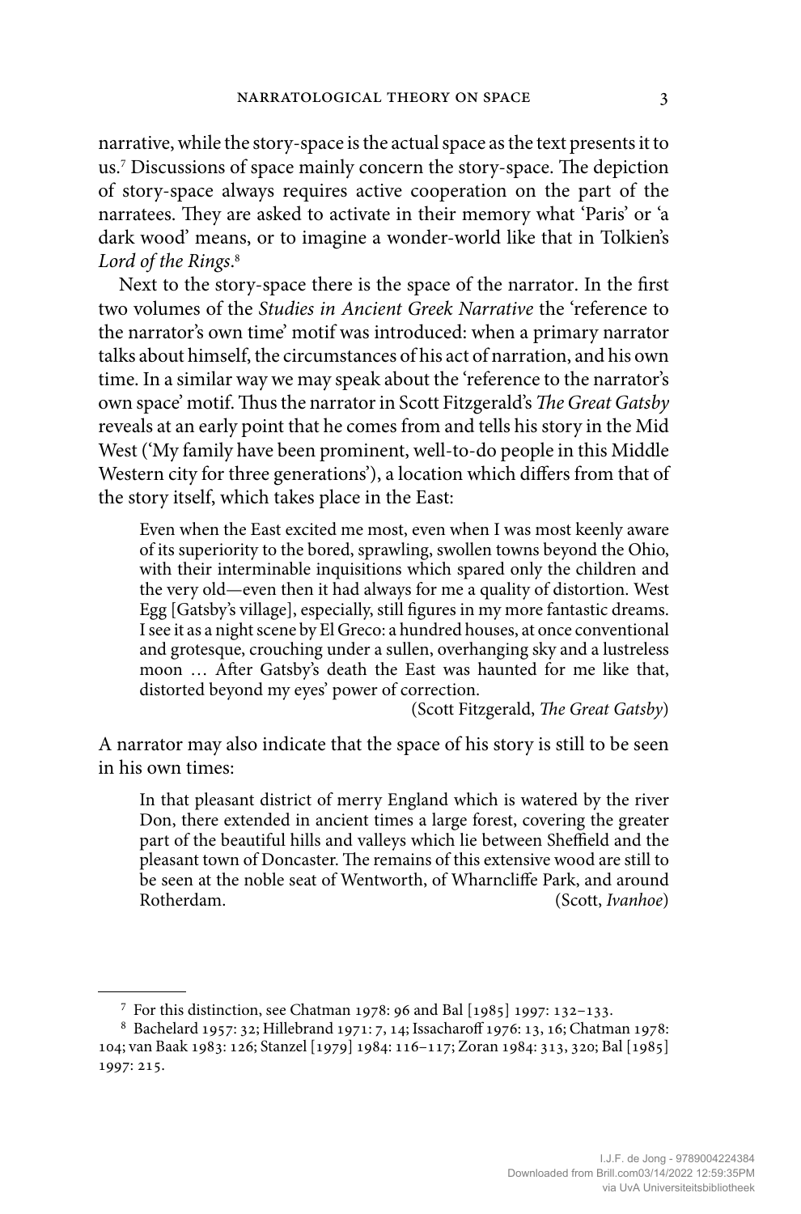narrative, while the story-space is the actual space as the text presents it to us.[7] Discussions of space mainly concern the story-space. The depiction of story-space always requires active cooperation on the part of the narratees. They are asked to activate in their memory what 'Paris' or 'a dark wood' means, or to imagine a wonder-world like that in Tolkien's *Lord of the Rings*.[8]

Next to the story-space there is the space of the narrator. In the first two volumes of the *Studies in Ancient Greek Narrative* the 'reference to the narrator's own time' motif was introduced: when a primary narrator talks about himself, the circumstances of his act of narration, and his own time. In a similar way we may speak about the 'reference to the narrator's own space' motif. Thus the narrator in Scott Fitzgerald's *The Great Gatsby* reveals at an early point that he comes from and tells his story in the Mid West ('My family have been prominent, well-to-do people in this Middle Western city for three generations'), a location which differs from that of the story itself, which takes place in the East:

> Even when the East excited me most, even when I was most keenly aware of its superiority to the bored, sprawling, swollen towns beyond the Ohio, with their interminable inquisitions which spared only the children and the very old—even then it had always for me a quality of distortion. West Egg [Gatsby's village], especially, still figures in my more fantastic dreams. I see it as a night scene by El Greco: a hundred houses, at once conventional and grotesque, crouching under a sullen, overhanging sky and a lustreless moon … After Gatsby's death the East was haunted for me like that, distorted beyond my eyes' power of correction.
>
> (Scott Fitzgerald, *The Great Gatsby*)

A narrator may also indicate that the space of his story is still to be seen in his own times:

> In that pleasant district of merry England which is watered by the river Don, there extended in ancient times a large forest, covering the greater part of the beautiful hills and valleys which lie between Sheffield and the pleasant town of Doncaster. The remains of this extensive wood are still to be seen at the noble seat of Wentworth, of Wharncliffe Park, and around Rotherdam. (Scott, *Ivanhoe*)

---

[7] For this distinction, see Chatman 1978: 96 and Bal [1985] 1997: 132–133.

[8] Bachelard 1957: 32; Hillebrand 1971: 7, 14; Issacharoff 1976: 13, 16; Chatman 1978: 104; van Baak 1983: 126; Stanzel [1979] 1984: 116–117; Zoran 1984: 313, 320; Bal [1985] 1997: 215.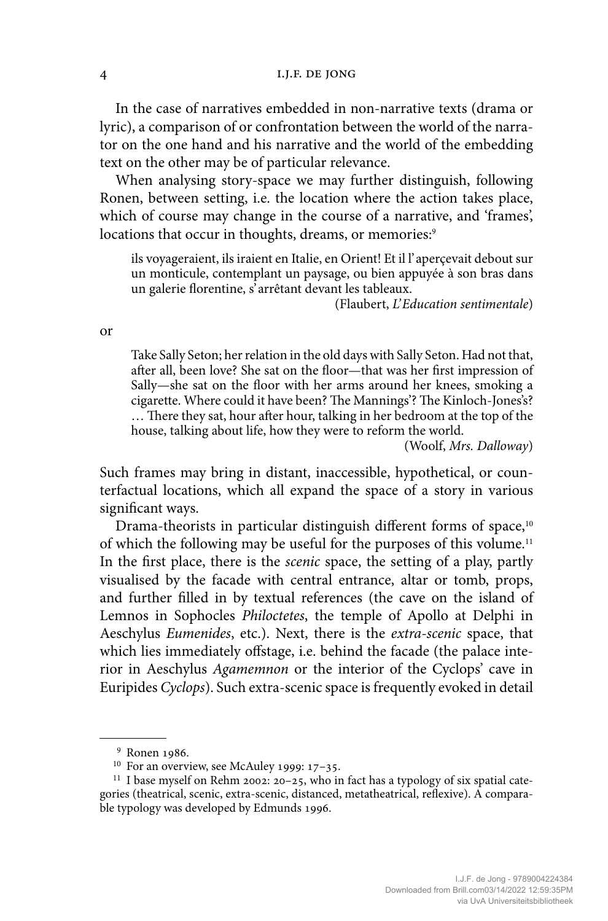In the case of narratives embedded in non-narrative texts (drama or lyric), a comparison of or confrontation between the world of the narrator on the one hand and his narrative and the world of the embedding text on the other may be of particular relevance.

When analysing story-space we may further distinguish, following Ronen, between setting, i.e. the location where the action takes place, which of course may change in the course of a narrative, and 'frames', locations that occur in thoughts, dreams, or memories:[9]

> ils voyageraient, ils iraient en Italie, en Orient! Et il l'aperçevait debout sur un monticule, contemplant un paysage, ou bien appuyée à son bras dans un galerie florentine, s'arrêtant devant les tableaux.
>
> (Flaubert, *L'Education sentimentale*)

or

> Take Sally Seton; her relation in the old days with Sally Seton. Had not that, after all, been love? She sat on the floor—that was her first impression of Sally—she sat on the floor with her arms around her knees, smoking a cigarette. Where could it have been? The Mannings'? The Kinloch-Jones's? … There they sat, hour after hour, talking in her bedroom at the top of the house, talking about life, how they were to reform the world.
>
> (Woolf, *Mrs. Dalloway*)

Such frames may bring in distant, inaccessible, hypothetical, or counterfactual locations, which all expand the space of a story in various significant ways.

Drama-theorists in particular distinguish different forms of space,[10] of which the following may be useful for the purposes of this volume.[11] In the first place, there is the *scenic* space, the setting of a play, partly visualised by the facade with central entrance, altar or tomb, props, and further filled in by textual references (the cave on the island of Lemnos in Sophocles *Philoctetes*, the temple of Apollo at Delphi in Aeschylus *Eumenides*, etc.). Next, there is the *extra-scenic* space, that which lies immediately offstage, i.e. behind the facade (the palace interior in Aeschylus *Agamemnon* or the interior of the Cyclops' cave in Euripides *Cyclops*). Such extra-scenic space is frequently evoked in detail

---

[9] Ronen 1986.

[10] For an overview, see McAuley 1999: 17–35.

[11] I base myself on Rehm 2002: 20–25, who in fact has a typology of six spatial categories (theatrical, scenic, extra-scenic, distanced, metatheatrical, reflexive). A comparable typology was developed by Edmunds 1996.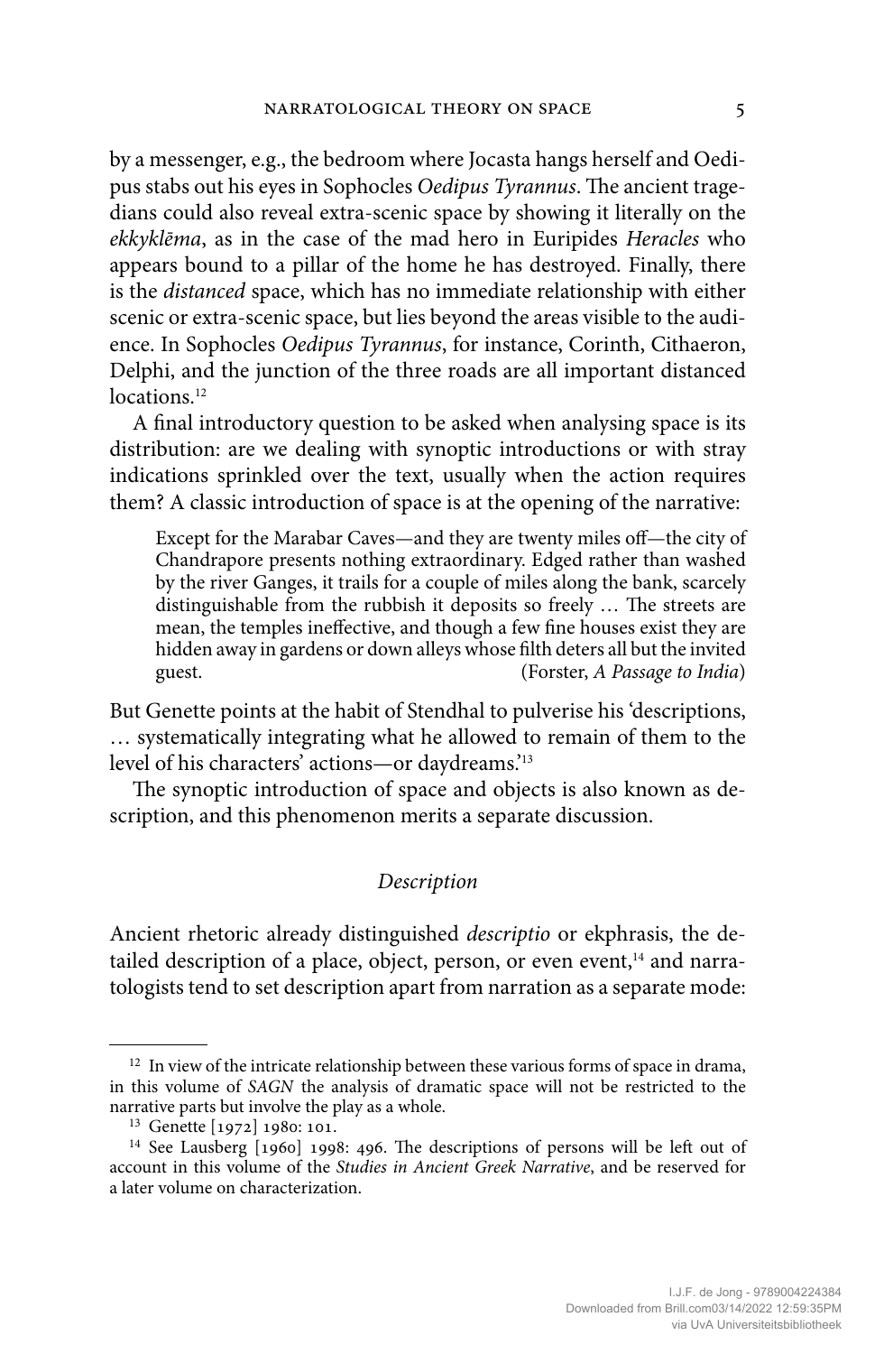by a messenger, e.g., the bedroom where Jocasta hangs herself and Oedipus stabs out his eyes in Sophocles *Oedipus Tyrannus*. The ancient tragedians could also reveal extra-scenic space by showing it literally on the *ekkyklēma*, as in the case of the mad hero in Euripides *Heracles* who appears bound to a pillar of the home he has destroyed. Finally, there is the *distanced* space, which has no immediate relationship with either scenic or extra-scenic space, but lies beyond the areas visible to the audience. In Sophocles *Oedipus Tyrannus*, for instance, Corinth, Cithaeron, Delphi, and the junction of the three roads are all important distanced locations.[12]

A final introductory question to be asked when analysing space is its distribution: are we dealing with synoptic introductions or with stray indications sprinkled over the text, usually when the action requires them? A classic introduction of space is at the opening of the narrative:

> Except for the Marabar Caves—and they are twenty miles off—the city of Chandrapore presents nothing extraordinary. Edged rather than washed by the river Ganges, it trails for a couple of miles along the bank, scarcely distinguishable from the rubbish it deposits so freely … The streets are mean, the temples ineffective, and though a few fine houses exist they are hidden away in gardens or down alleys whose filth deters all but the invited guest. (Forster, *A Passage to India*)

But Genette points at the habit of Stendhal to pulverise his 'descriptions, … systematically integrating what he allowed to remain of them to the level of his characters' actions—or daydreams.'[13]

The synoptic introduction of space and objects is also known as description, and this phenomenon merits a separate discussion.

### *Description*

Ancient rhetoric already distinguished *descriptio* or ekphrasis, the detailed description of a place, object, person, or even event,[14] and narratologists tend to set description apart from narration as a separate mode:

---

[12] In view of the intricate relationship between these various forms of space in drama, in this volume of *SAGN* the analysis of dramatic space will not be restricted to the narrative parts but involve the play as a whole.

[13] Genette [1972] 1980: 101.

[14] See Lausberg [1960] 1998: 496. The descriptions of persons will be left out of account in this volume of the *Studies in Ancient Greek Narrative*, and be reserved for a later volume on characterization.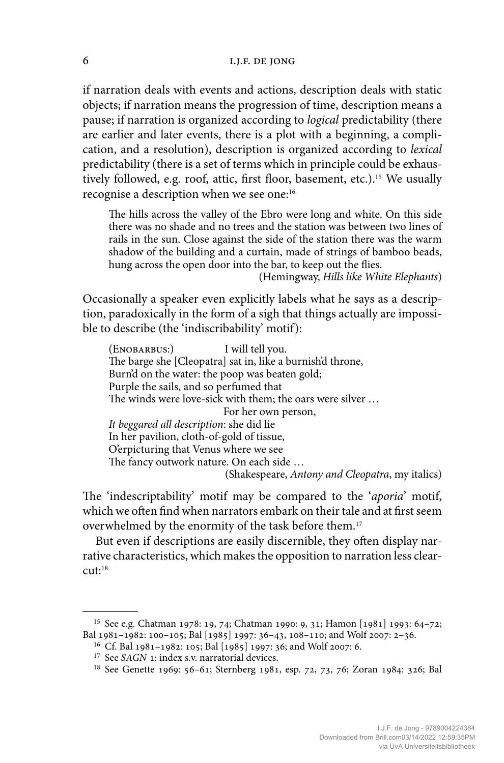if narration deals with events and actions, description deals with static objects; if narration means the progression of time, description means a pause; if narration is organized according to *logical* predictability (there are earlier and later events, there is a plot with a beginning, a complication, and a resolution), description is organized according to *lexical* predictability (there is a set of terms which in principle could be exhaustively followed, e.g. roof, attic, first floor, basement, etc.).[15] We usually recognise a description when we see one:[16]

> The hills across the valley of the Ebro were long and white. On this side there was no shade and no trees and the station was between two lines of rails in the sun. Close against the side of the station there was the warm shadow of the building and a curtain, made of strings of bamboo beads, hung across the open door into the bar, to keep out the flies.
>
> (Hemingway, *Hills like White Elephants*)

Occasionally a speaker even explicitly labels what he says as a description, paradoxically in the form of a sigh that things actually are impossible to describe (the 'indiscribability' motif):

> (Enobarbus:) I will tell you.
> The barge she [Cleopatra] sat in, like a burnish'd throne,
> Burn'd on the water: the poop was beaten gold;
> Purple the sails, and so perfumed that
> The winds were love-sick with them; the oars were silver …
> For her own person,
> *It beggared all description*: she did lie
> In her pavilion, cloth-of-gold of tissue,
> O'erpicturing that Venus where we see
> The fancy outwork nature. On each side …
>
> (Shakespeare, *Antony and Cleopatra*, my italics)

The 'indescriptability' motif may be compared to the '*aporia*' motif, which we often find when narrators embark on their tale and at first seem overwhelmed by the enormity of the task before them.[17]

But even if descriptions are easily discernible, they often display narrative characteristics, which makes the opposition to narration less clearcut:[18]

---

[15] See e.g. Chatman 1978: 19, 74; Chatman 1990: 9, 31; Hamon [1981] 1993: 64–72; Bal 1981–1982: 100–105; Bal [1985] 1997: 36–43, 108–110; and Wolf 2007: 2–36.

[16] Cf. Bal 1981–1982: 105; Bal [1985] 1997: 36; and Wolf 2007: 6.

[17] See *SAGN* 1: index s.v. narratorial devices.

[18] See Genette 1969: 56–61; Sternberg 1981, esp. 72, 73, 76; Zoran 1984: 326; Bal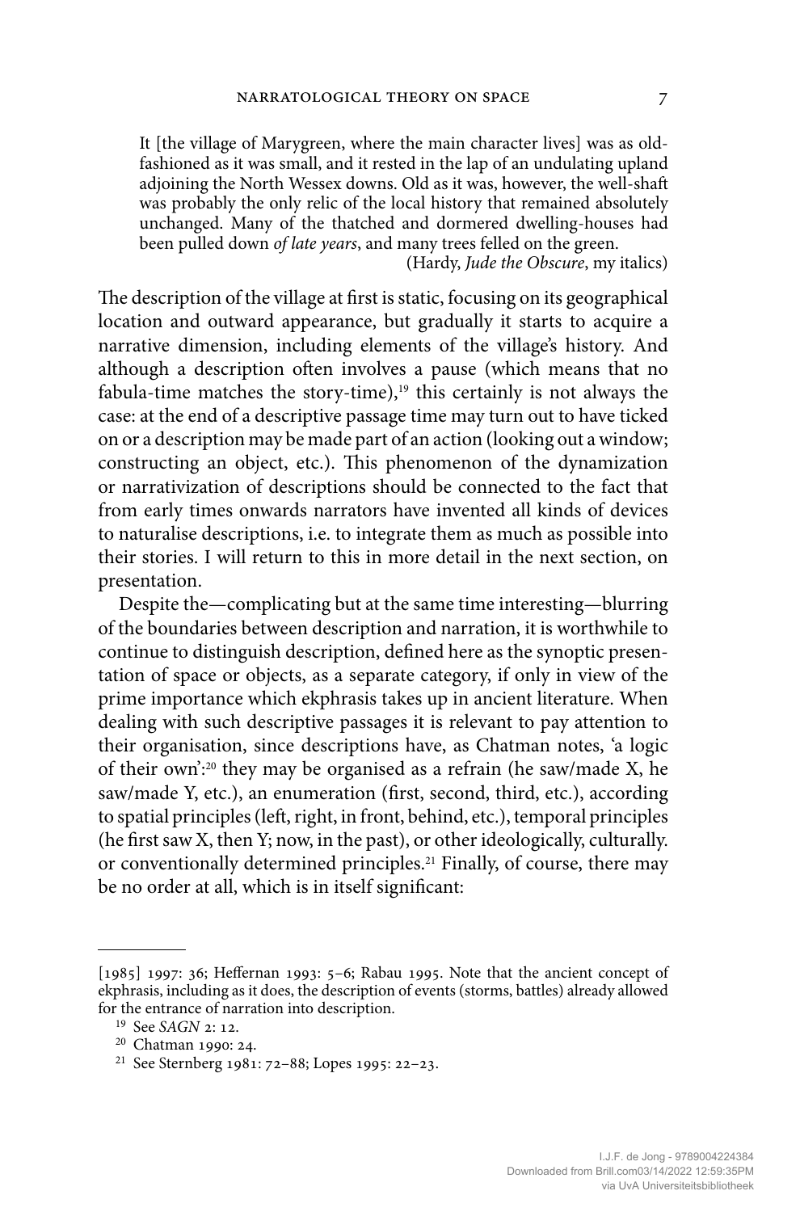> It [the village of Marygreen, where the main character lives] was as old-fashioned as it was small, and it rested in the lap of an undulating upland adjoining the North Wessex downs. Old as it was, however, the well-shaft was probably the only relic of the local history that remained absolutely unchanged. Many of the thatched and dormered dwelling-houses had been pulled down *of late years*, and many trees felled on the green.
>
> (Hardy, *Jude the Obscure*, my italics)

The description of the village at first is static, focusing on its geographical location and outward appearance, but gradually it starts to acquire a narrative dimension, including elements of the village's history. And although a description often involves a pause (which means that no fabula-time matches the story-time),[19] this certainly is not always the case: at the end of a descriptive passage time may turn out to have ticked on or a description may be made part of an action (looking out a window; constructing an object, etc.). This phenomenon of the dynamization or narrativization of descriptions should be connected to the fact that from early times onwards narrators have invented all kinds of devices to naturalise descriptions, i.e. to integrate them as much as possible into their stories. I will return to this in more detail in the next section, on presentation.

Despite the—complicating but at the same time interesting—blurring of the boundaries between description and narration, it is worthwhile to continue to distinguish description, defined here as the synoptic presentation of space or objects, as a separate category, if only in view of the prime importance which ekphrasis takes up in ancient literature. When dealing with such descriptive passages it is relevant to pay attention to their organisation, since descriptions have, as Chatman notes, 'a logic of their own':[20] they may be organised as a refrain (he saw/made X, he saw/made Y, etc.), an enumeration (first, second, third, etc.), according to spatial principles (left, right, in front, behind, etc.), temporal principles (he first saw X, then Y; now, in the past), or other ideologically, culturally. or conventionally determined principles.[21] Finally, of course, there may be no order at all, which is in itself significant:

---

[1985] 1997: 36; Heffernan 1993: 5–6; Rabau 1995. Note that the ancient concept of ekphrasis, including as it does, the description of events (storms, battles) already allowed for the entrance of narration into description.

[19] See *SAGN* 2: 12.

[20] Chatman 1990: 24.

[21] See Sternberg 1981: 72–88; Lopes 1995: 22–23.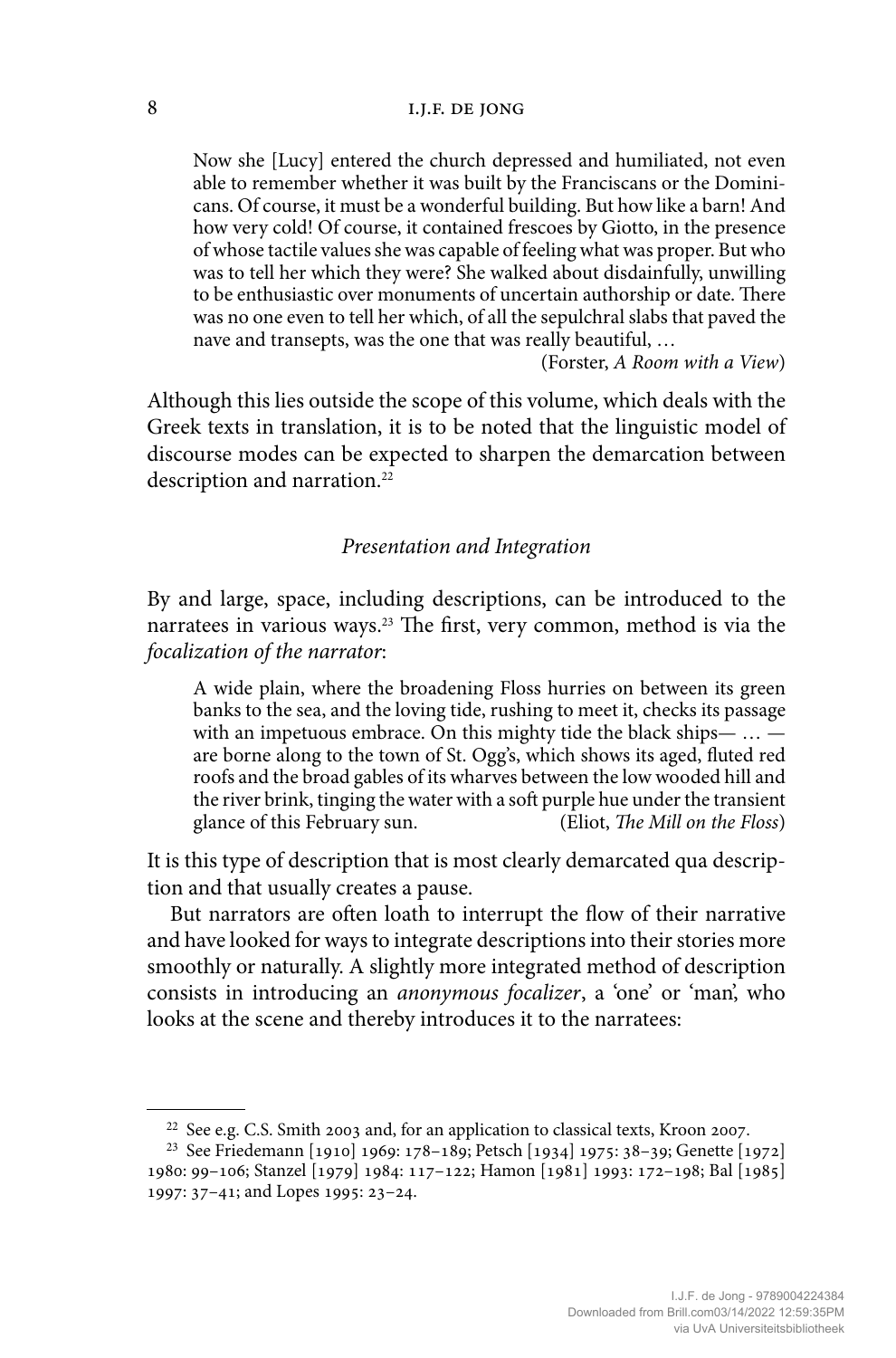> Now she [Lucy] entered the church depressed and humiliated, not even able to remember whether it was built by the Franciscans or the Dominicans. Of course, it must be a wonderful building. But how like a barn! And how very cold! Of course, it contained frescoes by Giotto, in the presence of whose tactile values she was capable of feeling what was proper. But who was to tell her which they were? She walked about disdainfully, unwilling to be enthusiastic over monuments of uncertain authorship or date. There was no one even to tell her which, of all the sepulchral slabs that paved the nave and transepts, was the one that was really beautiful, …
>
> (Forster, *A Room with a View*)

Although this lies outside the scope of this volume, which deals with the Greek texts in translation, it is to be noted that the linguistic model of discourse modes can be expected to sharpen the demarcation between description and narration.[22]

### *Presentation and Integration*

By and large, space, including descriptions, can be introduced to the narratees in various ways.[23] The first, very common, method is via the *focalization of the narrator*:

> A wide plain, where the broadening Floss hurries on between its green banks to the sea, and the loving tide, rushing to meet it, checks its passage with an impetuous embrace. On this mighty tide the black ships— … — are borne along to the town of St. Ogg's, which shows its aged, fluted red roofs and the broad gables of its wharves between the low wooded hill and the river brink, tinging the water with a soft purple hue under the transient glance of this February sun. (Eliot, *The Mill on the Floss*)

It is this type of description that is most clearly demarcated qua description and that usually creates a pause.

But narrators are often loath to interrupt the flow of their narrative and have looked for ways to integrate descriptions into their stories more smoothly or naturally. A slightly more integrated method of description consists in introducing an *anonymous focalizer*, a 'one' or 'man', who looks at the scene and thereby introduces it to the narratees:

---

[22] See e.g. C.S. Smith 2003 and, for an application to classical texts, Kroon 2007.

[23] See Friedemann [1910] 1969: 178–189; Petsch [1934] 1975: 38–39; Genette [1972] 1980: 99–106; Stanzel [1979] 1984: 117–122; Hamon [1981] 1993: 172–198; Bal [1985] 1997: 37–41; and Lopes 1995: 23–24.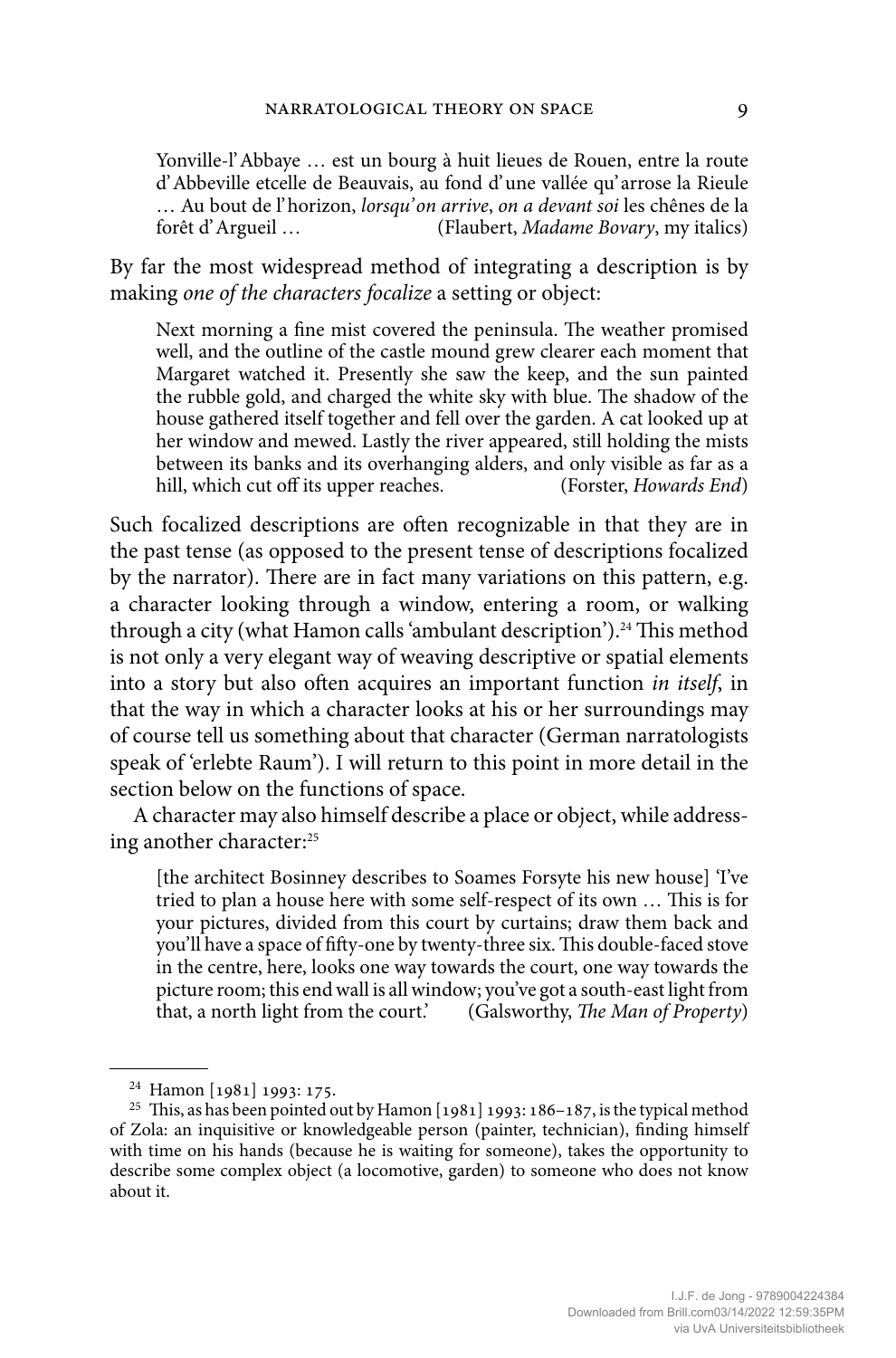> Yonville-l'Abbaye … est un bourg à huit lieues de Rouen, entre la route d'Abbeville etcelle de Beauvais, au fond d'une vallée qu'arrose la Rieule … Au bout de l'horizon, *lorsqu'on arrive*, *on a devant soi* les chênes de la forêt d'Argueil … (Flaubert, *Madame Bovary*, my italics)

By far the most widespread method of integrating a description is by making *one of the characters focalize* a setting or object:

> Next morning a fine mist covered the peninsula. The weather promised well, and the outline of the castle mound grew clearer each moment that Margaret watched it. Presently she saw the keep, and the sun painted the rubble gold, and charged the white sky with blue. The shadow of the house gathered itself together and fell over the garden. A cat looked up at her window and mewed. Lastly the river appeared, still holding the mists between its banks and its overhanging alders, and only visible as far as a hill, which cut off its upper reaches. (Forster, *Howards End*)

Such focalized descriptions are often recognizable in that they are in the past tense (as opposed to the present tense of descriptions focalized by the narrator). There are in fact many variations on this pattern, e.g. a character looking through a window, entering a room, or walking through a city (what Hamon calls 'ambulant description').[24] This method is not only a very elegant way of weaving descriptive or spatial elements into a story but also often acquires an important function *in itself*, in that the way in which a character looks at his or her surroundings may of course tell us something about that character (German narratologists speak of 'erlebte Raum'). I will return to this point in more detail in the section below on the functions of space.

A character may also himself describe a place or object, while addressing another character:[25]

> [the architect Bosinney describes to Soames Forsyte his new house] 'I've tried to plan a house here with some self-respect of its own … This is for your pictures, divided from this court by curtains; draw them back and you'll have a space of fifty-one by twenty-three six. This double-faced stove in the centre, here, looks one way towards the court, one way towards the picture room; this end wall is all window; you've got a south-east light from that, a north light from the court.' (Galsworthy, *The Man of Property*)

---

[24] Hamon [1981] 1993: 175.

[25] This, as has been pointed out by Hamon [1981] 1993: 186–187, is the typical method of Zola: an inquisitive or knowledgeable person (painter, technician), finding himself with time on his hands (because he is waiting for someone), takes the opportunity to describe some complex object (a locomotive, garden) to someone who does not know about it.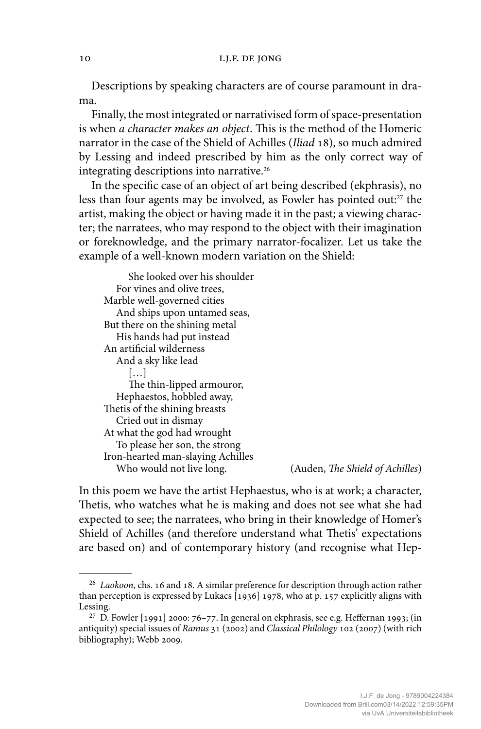Descriptions by speaking characters are of course paramount in drama.

Finally, the most integrated or narrativised form of space-presentation is when *a character makes an object*. This is the method of the Homeric narrator in the case of the Shield of Achilles (*Iliad* 18), so much admired by Lessing and indeed prescribed by him as the only correct way of integrating descriptions into narrative.[26]

In the specific case of an object of art being described (ekphrasis), no less than four agents may be involved, as Fowler has pointed out:[27] the artist, making the object or having made it in the past; a viewing character; the narratees, who may respond to the object with their imagination or foreknowledge, and the primary narrator-focalizer. Let us take the example of a well-known modern variation on the Shield:

> She looked over his shoulder
> For vines and olive trees,
> Marble well-governed cities
> And ships upon untamed seas,
> But there on the shining metal
> His hands had put instead
> An artificial wilderness
> And a sky like lead
> […]
> The thin-lipped armouror,
> Hephaestos, hobbled away,
> Thetis of the shining breasts
> Cried out in dismay
> At what the god had wrought
> To please her son, the strong
> Iron-hearted man-slaying Achilles
> Who would not live long. (Auden, *The Shield of Achilles*)

In this poem we have the artist Hephaestus, who is at work; a character, Thetis, who watches what he is making and does not see what she had expected to see; the narratees, who bring in their knowledge of Homer's Shield of Achilles (and therefore understand what Thetis' expectations are based on) and of contemporary history (and recognise what Hep-

---

[26] *Laokoon*, chs. 16 and 18. A similar preference for description through action rather than perception is expressed by Lukacs [1936] 1978, who at p. 157 explicitly aligns with Lessing.

[27] D. Fowler [1991] 2000: 76–77. In general on ekphrasis, see e.g. Heffernan 1993; (in antiquity) special issues of *Ramus* 31 (2002) and *Classical Philology* 102 (2007) (with rich bibliography); Webb 2009.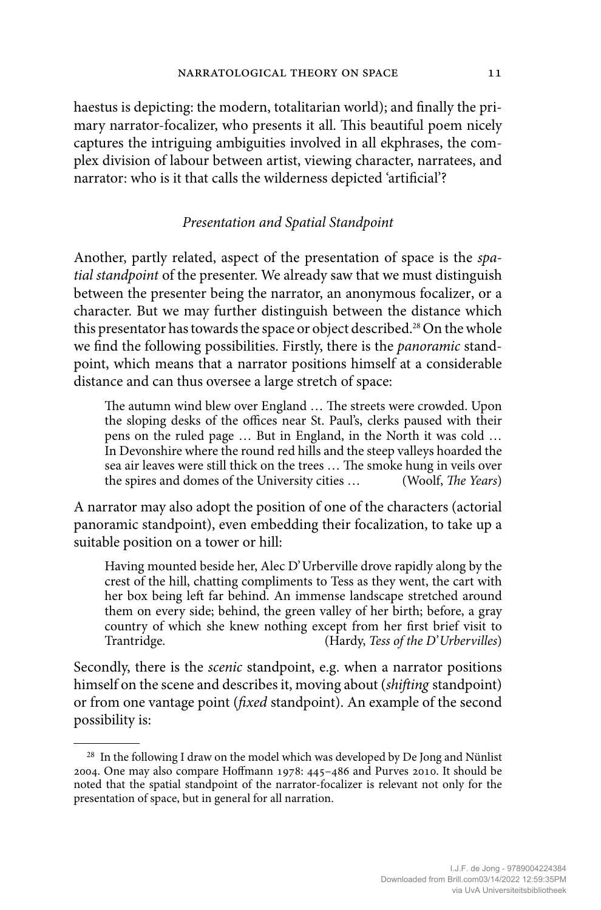haestus is depicting: the modern, totalitarian world); and finally the primary narrator-focalizer, who presents it all. This beautiful poem nicely captures the intriguing ambiguities involved in all ekphrases, the complex division of labour between artist, viewing character, narratees, and narrator: who is it that calls the wilderness depicted 'artificial'?

### *Presentation and Spatial Standpoint*

Another, partly related, aspect of the presentation of space is the *spatial standpoint* of the presenter. We already saw that we must distinguish between the presenter being the narrator, an anonymous focalizer, or a character. But we may further distinguish between the distance which this presentator has towards the space or object described.[28] On the whole we find the following possibilities. Firstly, there is the *panoramic* standpoint, which means that a narrator positions himself at a considerable distance and can thus oversee a large stretch of space:

> The autumn wind blew over England … The streets were crowded. Upon the sloping desks of the offices near St. Paul's, clerks paused with their pens on the ruled page … But in England, in the North it was cold … In Devonshire where the round red hills and the steep valleys hoarded the sea air leaves were still thick on the trees … The smoke hung in veils over the spires and domes of the University cities … (Woolf, *The Years*)

A narrator may also adopt the position of one of the characters (actorial panoramic standpoint), even embedding their focalization, to take up a suitable position on a tower or hill:

> Having mounted beside her, Alec D'Urberville drove rapidly along by the crest of the hill, chatting compliments to Tess as they went, the cart with her box being left far behind. An immense landscape stretched around them on every side; behind, the green valley of her birth; before, a gray country of which she knew nothing except from her first brief visit to Trantridge. (Hardy, *Tess of the D'Urbervilles*)

Secondly, there is the *scenic* standpoint, e.g. when a narrator positions himself on the scene and describes it, moving about (*shifting* standpoint) or from one vantage point (*fixed* standpoint). An example of the second possibility is:

---

[28] In the following I draw on the model which was developed by De Jong and Nünlist 2004. One may also compare Hoffmann 1978: 445–486 and Purves 2010. It should be noted that the spatial standpoint of the narrator-focalizer is relevant not only for the presentation of space, but in general for all narration.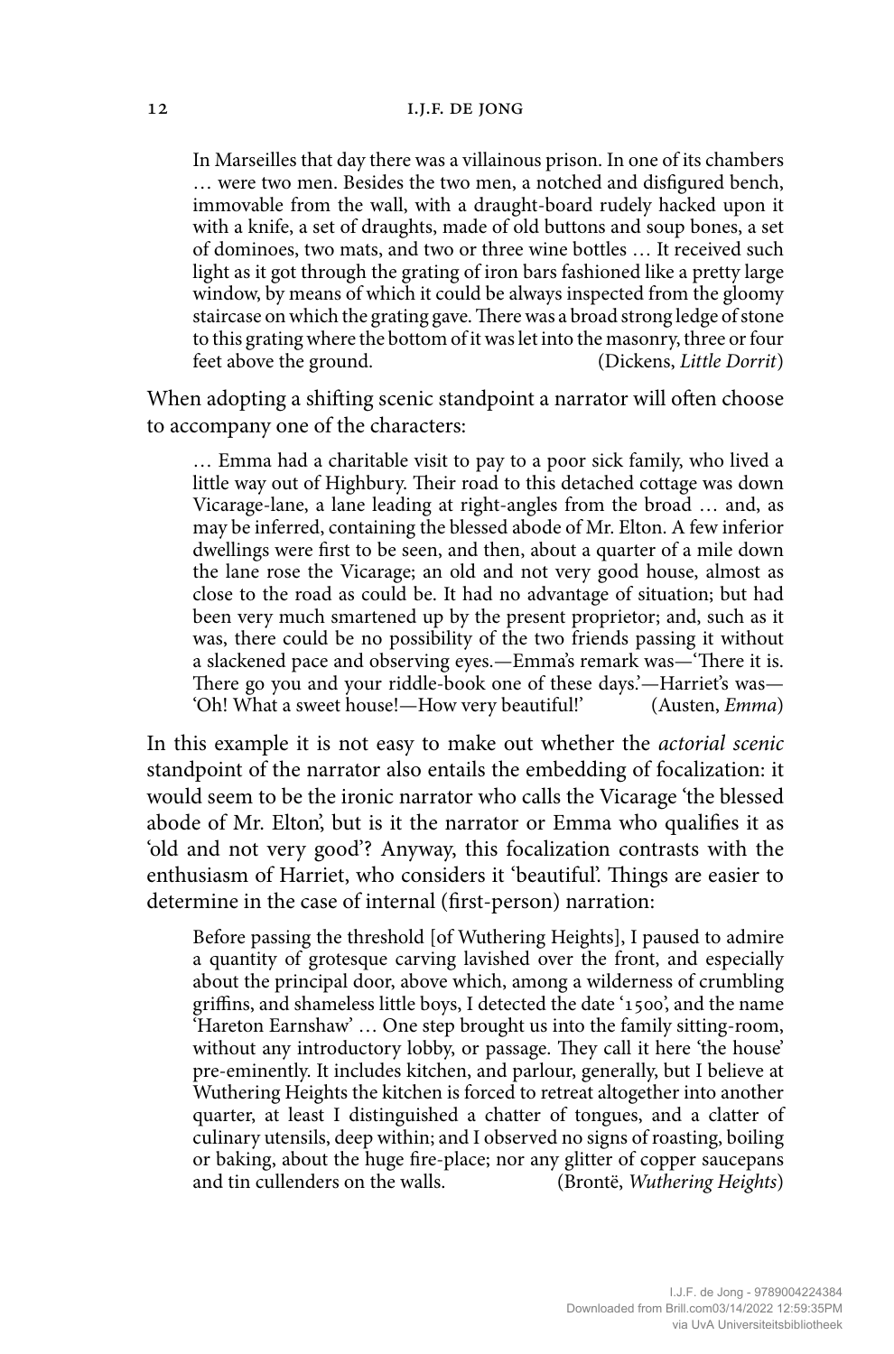> In Marseilles that day there was a villainous prison. In one of its chambers … were two men. Besides the two men, a notched and disfigured bench, immovable from the wall, with a draught-board rudely hacked upon it with a knife, a set of draughts, made of old buttons and soup bones, a set of dominoes, two mats, and two or three wine bottles … It received such light as it got through the grating of iron bars fashioned like a pretty large window, by means of which it could be always inspected from the gloomy staircase on which the grating gave. There was a broad strong ledge of stone to this grating where the bottom of it was let into the masonry, three or four feet above the ground. (Dickens, *Little Dorrit*)

When adopting a shifting scenic standpoint a narrator will often choose to accompany one of the characters:

> … Emma had a charitable visit to pay to a poor sick family, who lived a little way out of Highbury. Their road to this detached cottage was down Vicarage-lane, a lane leading at right-angles from the broad … and, as may be inferred, containing the blessed abode of Mr. Elton. A few inferior dwellings were first to be seen, and then, about a quarter of a mile down the lane rose the Vicarage; an old and not very good house, almost as close to the road as could be. It had no advantage of situation; but had been very much smartened up by the present proprietor; and, such as it was, there could be no possibility of the two friends passing it without a slackened pace and observing eyes.—Emma's remark was—'There it is. There go you and your riddle-book one of these days.'—Harriet's was—'Oh! What a sweet house!—How very beautiful!' (Austen, *Emma*)

In this example it is not easy to make out whether the *actorial scenic* standpoint of the narrator also entails the embedding of focalization: it would seem to be the ironic narrator who calls the Vicarage 'the blessed abode of Mr. Elton', but is it the narrator or Emma who qualifies it as 'old and not very good'? Anyway, this focalization contrasts with the enthusiasm of Harriet, who considers it 'beautiful'. Things are easier to determine in the case of internal (first-person) narration:

> Before passing the threshold [of Wuthering Heights], I paused to admire a quantity of grotesque carving lavished over the front, and especially about the principal door, above which, among a wilderness of crumbling griffins, and shameless little boys, I detected the date '1500', and the name 'Hareton Earnshaw' … One step brought us into the family sitting-room, without any introductory lobby, or passage. They call it here 'the house' pre-eminently. It includes kitchen, and parlour, generally, but I believe at Wuthering Heights the kitchen is forced to retreat altogether into another quarter, at least I distinguished a chatter of tongues, and a clatter of culinary utensils, deep within; and I observed no signs of roasting, boiling or baking, about the huge fire-place; nor any glitter of copper saucepans and tin cullenders on the walls. (Brontë, *Wuthering Heights*)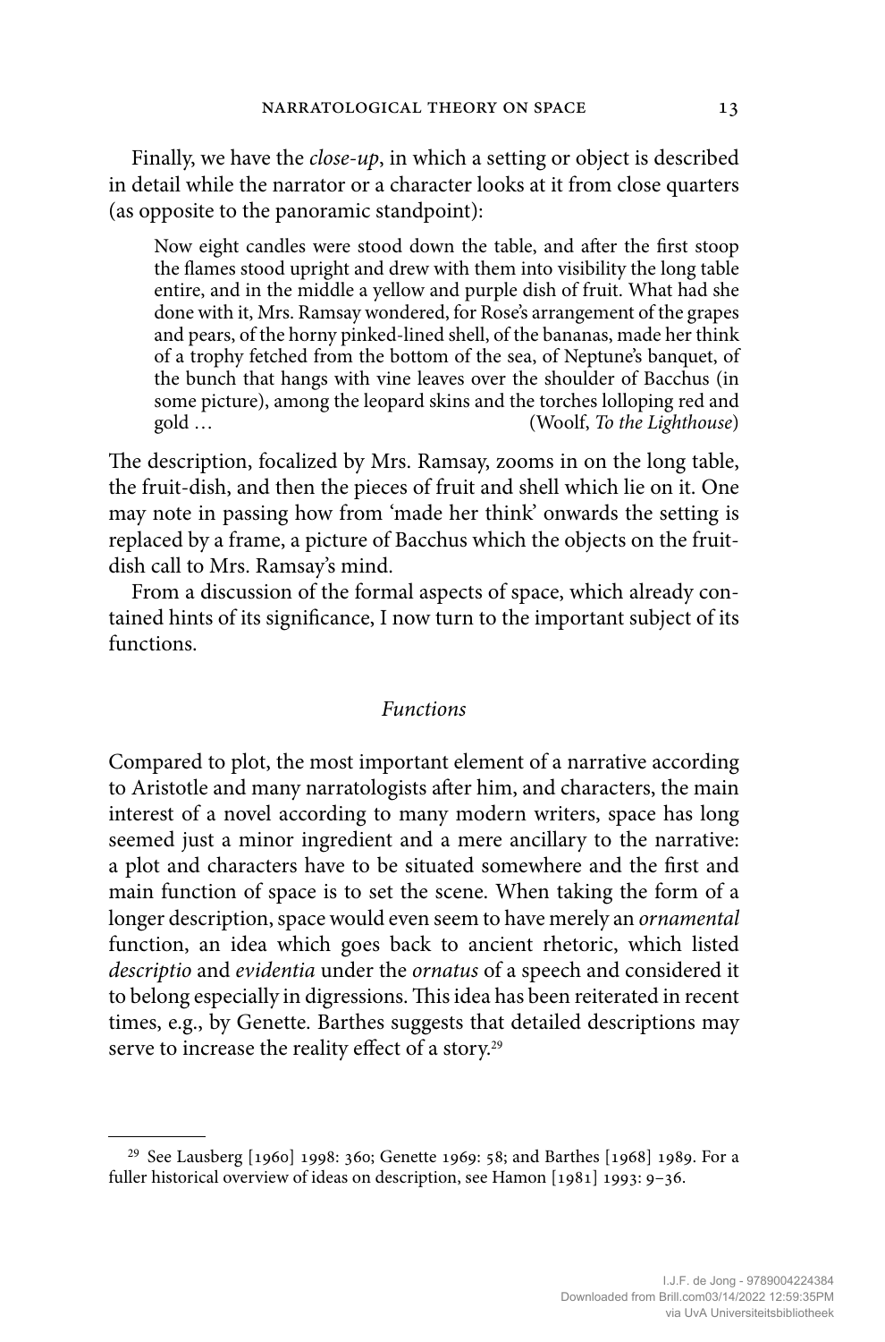Finally, we have the *close-up*, in which a setting or object is described in detail while the narrator or a character looks at it from close quarters (as opposite to the panoramic standpoint):

> Now eight candles were stood down the table, and after the first stoop the flames stood upright and drew with them into visibility the long table entire, and in the middle a yellow and purple dish of fruit. What had she done with it, Mrs. Ramsay wondered, for Rose's arrangement of the grapes and pears, of the horny pinked-lined shell, of the bananas, made her think of a trophy fetched from the bottom of the sea, of Neptune's banquet, of the bunch that hangs with vine leaves over the shoulder of Bacchus (in some picture), among the leopard skins and the torches lolloping red and gold … (Woolf, *To the Lighthouse*)

The description, focalized by Mrs. Ramsay, zooms in on the long table, the fruit-dish, and then the pieces of fruit and shell which lie on it. One may note in passing how from 'made her think' onwards the setting is replaced by a frame, a picture of Bacchus which the objects on the fruit-dish call to Mrs. Ramsay's mind.

From a discussion of the formal aspects of space, which already contained hints of its significance, I now turn to the important subject of its functions.

## *Functions*

Compared to plot, the most important element of a narrative according to Aristotle and many narratologists after him, and characters, the main interest of a novel according to many modern writers, space has long seemed just a minor ingredient and a mere ancillary to the narrative: a plot and characters have to be situated somewhere and the first and main function of space is to set the scene. When taking the form of a longer description, space would even seem to have merely an *ornamental* function, an idea which goes back to ancient rhetoric, which listed *descriptio* and *evidentia* under the *ornatus* of a speech and considered it to belong especially in digressions. This idea has been reiterated in recent times, e.g., by Genette. Barthes suggests that detailed descriptions may serve to increase the reality effect of a story.[29]

---

[29] See Lausberg [1960] 1998: 360; Genette 1969: 58; and Barthes [1968] 1989. For a fuller historical overview of ideas on description, see Hamon [1981] 1993: 9–36.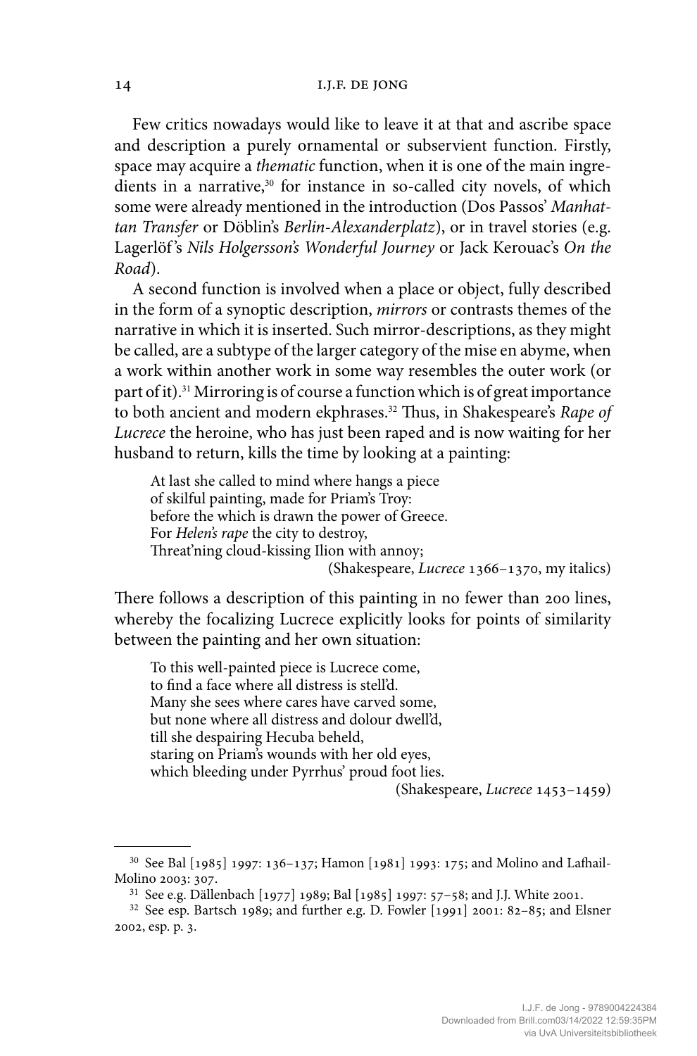Few critics nowadays would like to leave it at that and ascribe space and description a purely ornamental or subservient function. Firstly, space may acquire a *thematic* function, when it is one of the main ingredients in a narrative,[30] for instance in so-called city novels, of which some were already mentioned in the introduction (Dos Passos' *Manhattan Transfer* or Döblin's *Berlin-Alexanderplatz*), or in travel stories (e.g. Lagerlöf's *Nils Holgersson's Wonderful Journey* or Jack Kerouac's *On the Road*).

A second function is involved when a place or object, fully described in the form of a synoptic description, *mirrors* or contrasts themes of the narrative in which it is inserted. Such mirror-descriptions, as they might be called, are a subtype of the larger category of the mise en abyme, when a work within another work in some way resembles the outer work (or part of it).[31] Mirroring is of course a function which is of great importance to both ancient and modern ekphrases.[32] Thus, in Shakespeare's *Rape of Lucrece* the heroine, who has just been raped and is now waiting for her husband to return, kills the time by looking at a painting:

> At last she called to mind where hangs a piece
> of skilful painting, made for Priam's Troy:
> before the which is drawn the power of Greece.
> For *Helen's rape* the city to destroy,
> Threat'ning cloud-kissing Ilion with annoy;
>
> (Shakespeare, *Lucrece* 1366–1370, my italics)

There follows a description of this painting in no fewer than 200 lines, whereby the focalizing Lucrece explicitly looks for points of similarity between the painting and her own situation:

> To this well-painted piece is Lucrece come,
> to find a face where all distress is stell'd.
> Many she sees where cares have carved some,
> but none where all distress and dolour dwell'd,
> till she despairing Hecuba beheld,
> staring on Priam's wounds with her old eyes,
> which bleeding under Pyrrhus' proud foot lies.
>
> (Shakespeare, *Lucrece* 1453–1459)

---

[30] See Bal [1985] 1997: 136–137; Hamon [1981] 1993: 175; and Molino and Lafhail-Molino 2003: 307.

[31] See e.g. Dällenbach [1977] 1989; Bal [1985] 1997: 57–58; and J.J. White 2001.

[32] See esp. Bartsch 1989; and further e.g. D. Fowler [1991] 2001: 82–85; and Elsner 2002, esp. p. 3.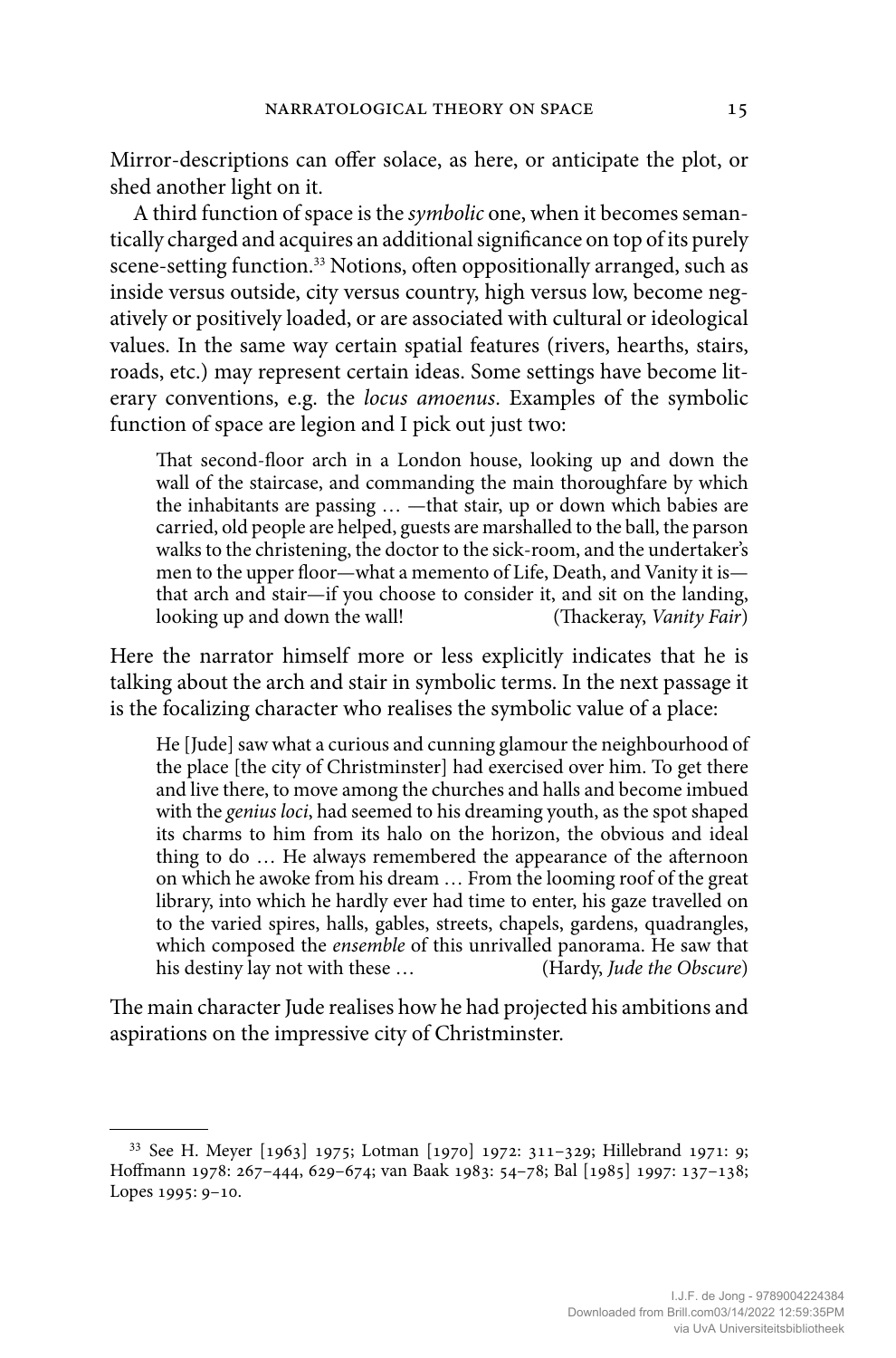Mirror-descriptions can offer solace, as here, or anticipate the plot, or shed another light on it.

A third function of space is the *symbolic* one, when it becomes semantically charged and acquires an additional significance on top of its purely scene-setting function.[33] Notions, often oppositionally arranged, such as inside versus outside, city versus country, high versus low, become negatively or positively loaded, or are associated with cultural or ideological values. In the same way certain spatial features (rivers, hearths, stairs, roads, etc.) may represent certain ideas. Some settings have become literary conventions, e.g. the *locus amoenus*. Examples of the symbolic function of space are legion and I pick out just two:

> That second-floor arch in a London house, looking up and down the wall of the staircase, and commanding the main thoroughfare by which the inhabitants are passing … —that stair, up or down which babies are carried, old people are helped, guests are marshalled to the ball, the parson walks to the christening, the doctor to the sick-room, and the undertaker's men to the upper floor—what a memento of Life, Death, and Vanity it is—that arch and stair—if you choose to consider it, and sit on the landing, looking up and down the wall! (Thackeray, *Vanity Fair*)

Here the narrator himself more or less explicitly indicates that he is talking about the arch and stair in symbolic terms. In the next passage it is the focalizing character who realises the symbolic value of a place:

> He [Jude] saw what a curious and cunning glamour the neighbourhood of the place [the city of Christminster] had exercised over him. To get there and live there, to move among the churches and halls and become imbued with the *genius loci*, had seemed to his dreaming youth, as the spot shaped its charms to him from its halo on the horizon, the obvious and ideal thing to do … He always remembered the appearance of the afternoon on which he awoke from his dream … From the looming roof of the great library, into which he hardly ever had time to enter, his gaze travelled on to the varied spires, halls, gables, streets, chapels, gardens, quadrangles, which composed the *ensemble* of this unrivalled panorama. He saw that his destiny lay not with these … (Hardy, *Jude the Obscure*)

The main character Jude realises how he had projected his ambitions and aspirations on the impressive city of Christminster.

---

[33] See H. Meyer [1963] 1975; Lotman [1970] 1972: 311–329; Hillebrand 1971: 9; Hoffmann 1978: 267–444, 629–674; van Baak 1983: 54–78; Bal [1985] 1997: 137–138; Lopes 1995: 9–10.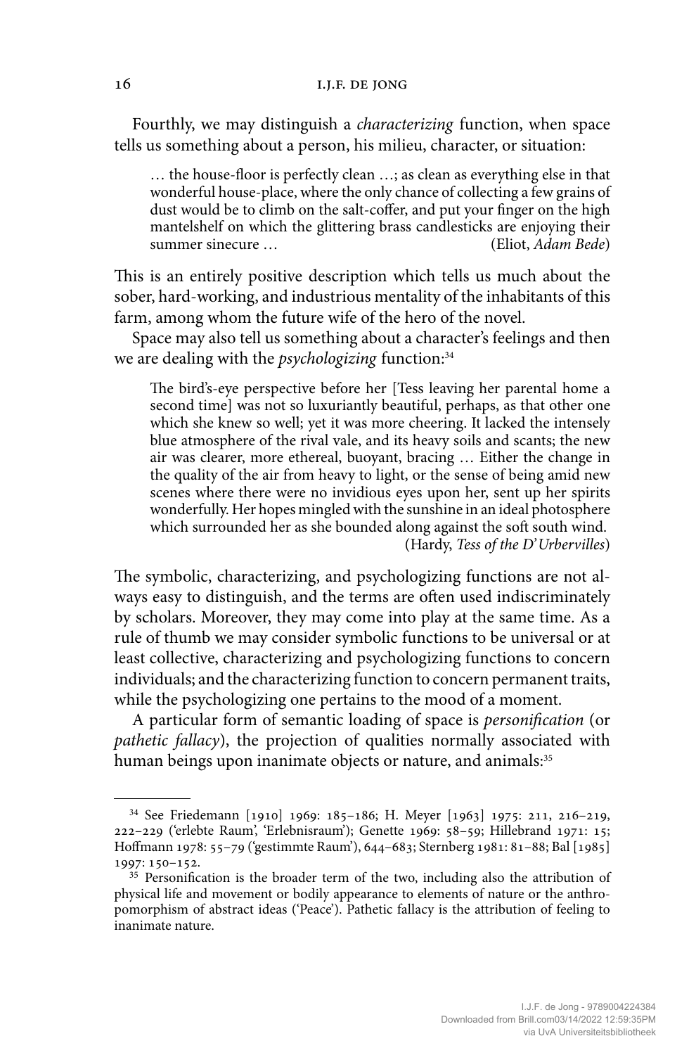Fourthly, we may distinguish a *characterizing* function, when space tells us something about a person, his milieu, character, or situation:

> … the house-floor is perfectly clean …; as clean as everything else in that wonderful house-place, where the only chance of collecting a few grains of dust would be to climb on the salt-coffer, and put your finger on the high mantelshelf on which the glittering brass candlesticks are enjoying their summer sinecure … (Eliot, *Adam Bede*)

This is an entirely positive description which tells us much about the sober, hard-working, and industrious mentality of the inhabitants of this farm, among whom the future wife of the hero of the novel.

Space may also tell us something about a character's feelings and then we are dealing with the *psychologizing* function:[34]

> The bird's-eye perspective before her [Tess leaving her parental home a second time] was not so luxuriantly beautiful, perhaps, as that other one which she knew so well; yet it was more cheering. It lacked the intensely blue atmosphere of the rival vale, and its heavy soils and scants; the new air was clearer, more ethereal, buoyant, bracing … Either the change in the quality of the air from heavy to light, or the sense of being amid new scenes where there were no invidious eyes upon her, sent up her spirits wonderfully. Her hopes mingled with the sunshine in an ideal photosphere which surrounded her as she bounded along against the soft south wind. (Hardy, *Tess of the D'Urbervilles*)

The symbolic, characterizing, and psychologizing functions are not always easy to distinguish, and the terms are often used indiscriminately by scholars. Moreover, they may come into play at the same time. As a rule of thumb we may consider symbolic functions to be universal or at least collective, characterizing and psychologizing functions to concern individuals; and the characterizing function to concern permanent traits, while the psychologizing one pertains to the mood of a moment.

A particular form of semantic loading of space is *personification* (or *pathetic fallacy*), the projection of qualities normally associated with human beings upon inanimate objects or nature, and animals:[35]

---

[34] See Friedemann [1910] 1969: 185–186; H. Meyer [1963] 1975: 211, 216–219, 222–229 ('erlebte Raum', 'Erlebnisraum'); Genette 1969: 58–59; Hillebrand 1971: 15; Hoffmann 1978: 55–79 ('gestimmte Raum'), 644–683; Sternberg 1981: 81–88; Bal [1985] 1997: 150–152.

[35] Personification is the broader term of the two, including also the attribution of physical life and movement or bodily appearance to elements of nature or the anthropomorphism of abstract ideas ('Peace'). Pathetic fallacy is the attribution of feeling to inanimate nature.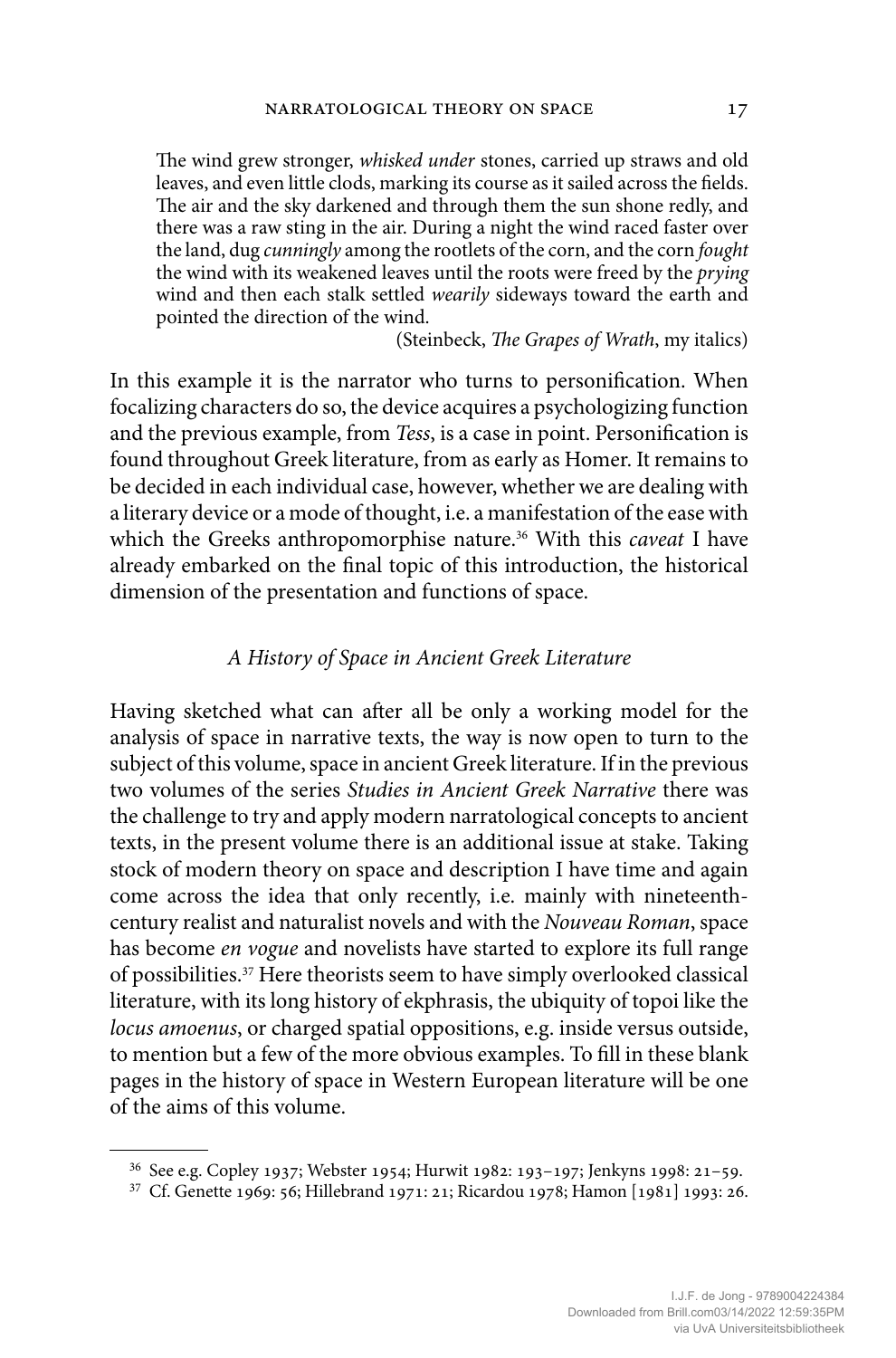> The wind grew stronger, *whisked under* stones, carried up straws and old leaves, and even little clods, marking its course as it sailed across the fields. The air and the sky darkened and through them the sun shone redly, and there was a raw sting in the air. During a night the wind raced faster over the land, dug *cunningly* among the rootlets of the corn, and the corn *fought* the wind with its weakened leaves until the roots were freed by the *prying* wind and then each stalk settled *wearily* sideways toward the earth and pointed the direction of the wind.
>
> (Steinbeck, *The Grapes of Wrath*, my italics)

In this example it is the narrator who turns to personification. When focalizing characters do so, the device acquires a psychologizing function and the previous example, from *Tess*, is a case in point. Personification is found throughout Greek literature, from as early as Homer. It remains to be decided in each individual case, however, whether we are dealing with a literary device or a mode of thought, i.e. a manifestation of the ease with which the Greeks anthropomorphise nature.[36] With this *caveat* I have already embarked on the final topic of this introduction, the historical dimension of the presentation and functions of space.

### *A History of Space in Ancient Greek Literature*

Having sketched what can after all be only a working model for the analysis of space in narrative texts, the way is now open to turn to the subject of this volume, space in ancient Greek literature. If in the previous two volumes of the series *Studies in Ancient Greek Narrative* there was the challenge to try and apply modern narratological concepts to ancient texts, in the present volume there is an additional issue at stake. Taking stock of modern theory on space and description I have time and again come across the idea that only recently, i.e. mainly with nineteenth-century realist and naturalist novels and with the *Nouveau Roman*, space has become *en vogue* and novelists have started to explore its full range of possibilities.[37] Here theorists seem to have simply overlooked classical literature, with its long history of ekphrasis, the ubiquity of topoi like the *locus amoenus*, or charged spatial oppositions, e.g. inside versus outside, to mention but a few of the more obvious examples. To fill in these blank pages in the history of space in Western European literature will be one of the aims of this volume.

---

[36] See e.g. Copley 1937; Webster 1954; Hurwit 1982: 193–197; Jenkyns 1998: 21–59.

[37] Cf. Genette 1969: 56; Hillebrand 1971: 21; Ricardou 1978; Hamon [1981] 1993: 26.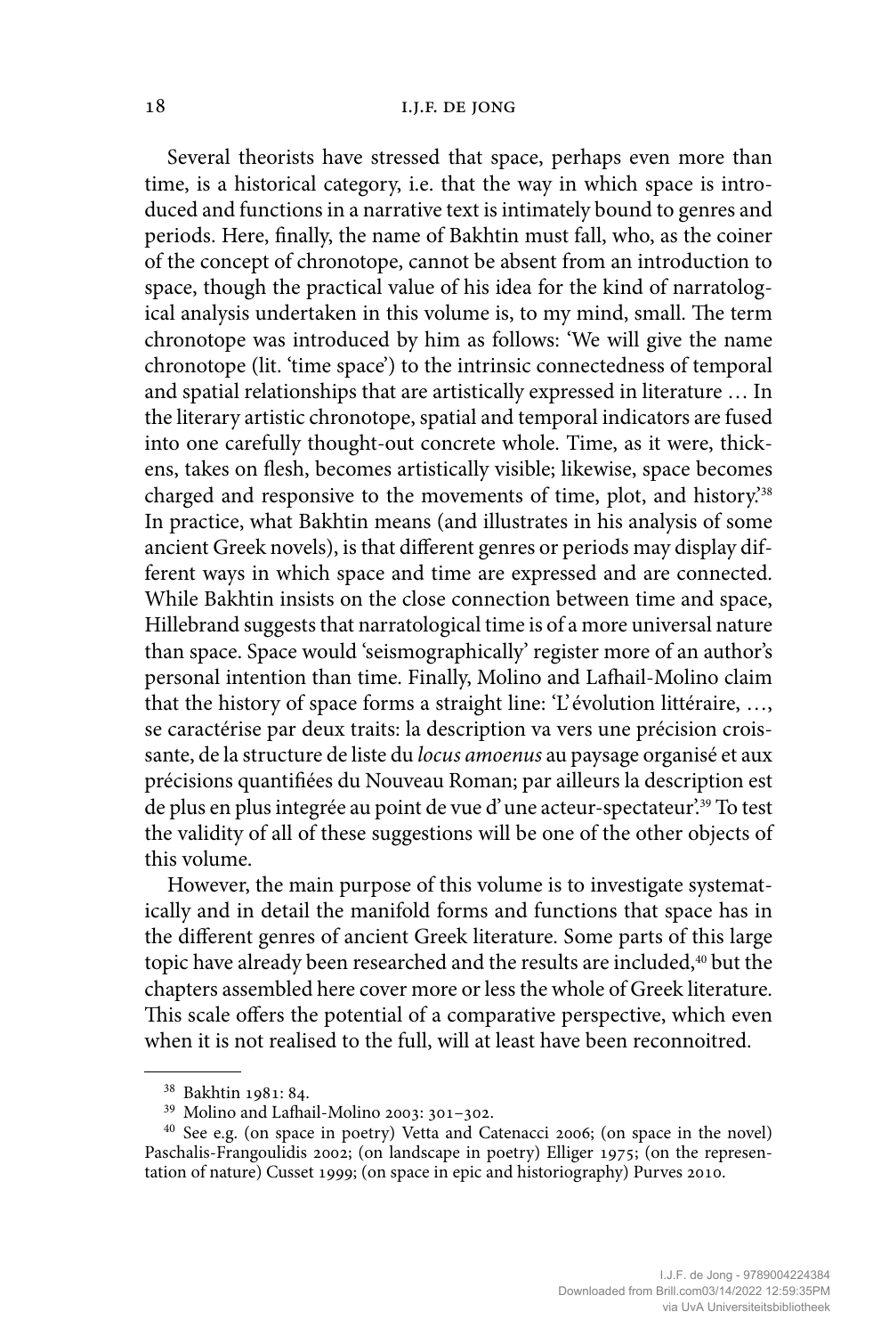Several theorists have stressed that space, perhaps even more than time, is a historical category, i.e. that the way in which space is introduced and functions in a narrative text is intimately bound to genres and periods. Here, finally, the name of Bakhtin must fall, who, as the coiner of the concept of chronotope, cannot be absent from an introduction to space, though the practical value of his idea for the kind of narratological analysis undertaken in this volume is, to my mind, small. The term chronotope was introduced by him as follows: 'We will give the name chronotope (lit. 'time space') to the intrinsic connectedness of temporal and spatial relationships that are artistically expressed in literature … In the literary artistic chronotope, spatial and temporal indicators are fused into one carefully thought-out concrete whole. Time, as it were, thickens, takes on flesh, becomes artistically visible; likewise, space becomes charged and responsive to the movements of time, plot, and history.'[38] In practice, what Bakhtin means (and illustrates in his analysis of some ancient Greek novels), is that different genres or periods may display different ways in which space and time are expressed and are connected. While Bakhtin insists on the close connection between time and space, Hillebrand suggests that narratological time is of a more universal nature than space. Space would 'seismographically' register more of an author's personal intention than time. Finally, Molino and Lafhail-Molino claim that the history of space forms a straight line: 'L'évolution littéraire, …, se caractérise par deux traits: la description va vers une précision croissante, de la structure de liste du *locus amoenus* au paysage organisé et aux précisions quantifiées du Nouveau Roman; par ailleurs la description est de plus en plus integrée au point de vue d'une acteur-spectateur'.[39] To test the validity of all of these suggestions will be one of the other objects of this volume.

However, the main purpose of this volume is to investigate systematically and in detail the manifold forms and functions that space has in the different genres of ancient Greek literature. Some parts of this large topic have already been researched and the results are included,[40] but the chapters assembled here cover more or less the whole of Greek literature. This scale offers the potential of a comparative perspective, which even when it is not realised to the full, will at least have been reconnoitred.

---

[38] Bakhtin 1981: 84.

[39] Molino and Lafhail-Molino 2003: 301–302.

[40] See e.g. (on space in poetry) Vetta and Catenacci 2006; (on space in the novel) Paschalis-Frangoulidis 2002; (on landscape in poetry) Elliger 1975; (on the representation of nature) Cusset 1999; (on space in epic and historiography) Purves 2010.